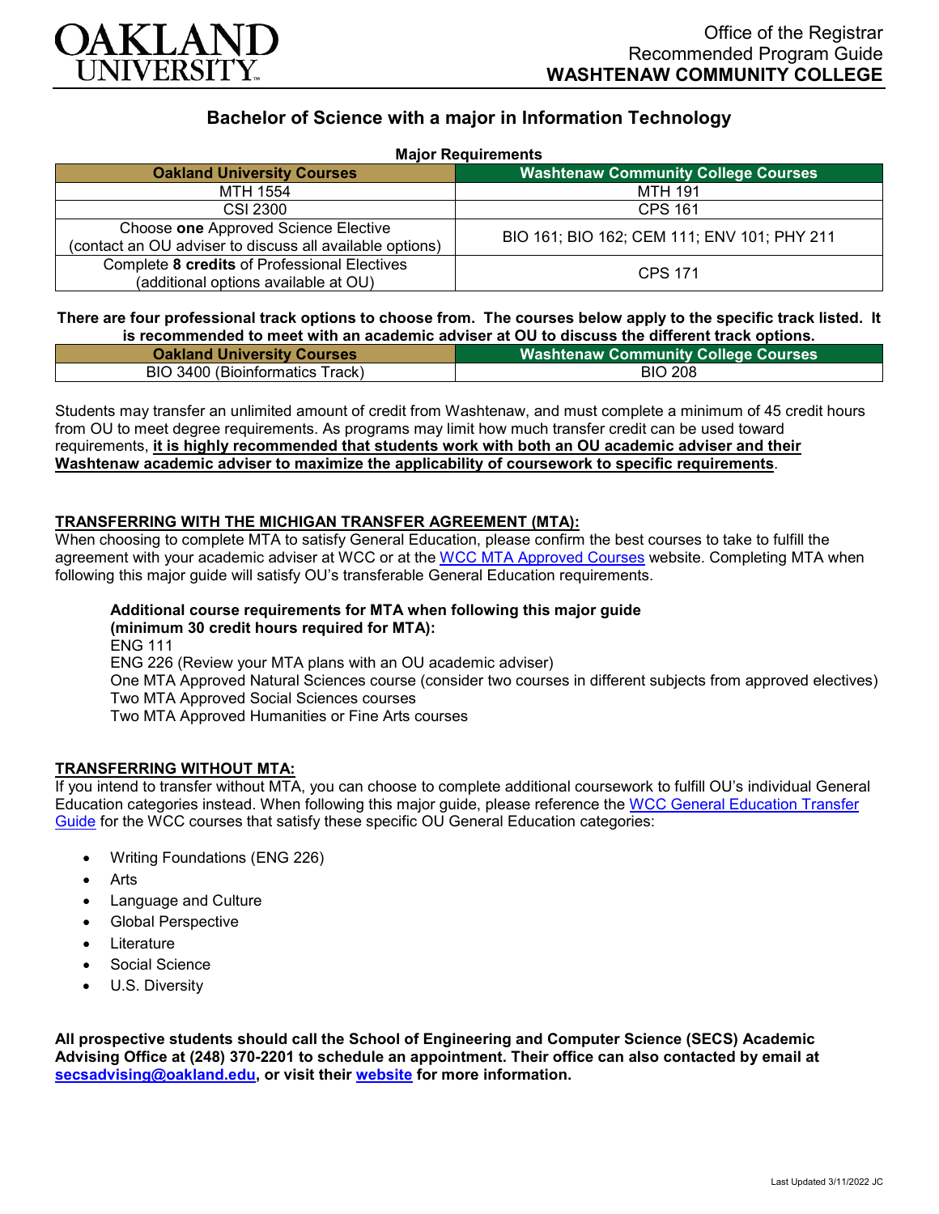Office of the Registrar
Recommended Program Guide
**WASHTENAW COMMUNITY COLLEGE**

# Bachelor of Science with a major in Information Technology

**Major Requirements**

| Oakland University Courses | Washtenaw Community College Courses |
|---|---|
| MTH 1554 | MTH 191 |
| CSI 2300 | CPS 161 |
| Choose **one** Approved Science Elective (contact an OU adviser to discuss all available options) | BIO 161; BIO 162; CEM 111; ENV 101; PHY 211 |
| Complete **8 credits** of Professional Electives (additional options available at OU) | CPS 171 |

**There are four professional track options to choose from. The courses below apply to the specific track listed. It is recommended to meet with an academic adviser at OU to discuss the different track options.**

| Oakland University Courses | Washtenaw Community College Courses |
|---|---|
| BIO 3400 (Bioinformatics Track) | BIO 208 |

Students may transfer an unlimited amount of credit from Washtenaw, and must complete a minimum of 45 credit hours from OU to meet degree requirements. As programs may limit how much transfer credit can be used toward requirements, **it is highly recommended that students work with both an OU academic adviser and their Washtenaw academic adviser to maximize the applicability of coursework to specific requirements**.

## TRANSFERRING WITH THE MICHIGAN TRANSFER AGREEMENT (MTA):

When choosing to complete MTA to satisfy General Education, please confirm the best courses to take to fulfill the agreement with your academic adviser at WCC or at the WCC MTA Approved Courses website. Completing MTA when following this major guide will satisfy OU's transferable General Education requirements.

**Additional course requirements for MTA when following this major guide (minimum 30 credit hours required for MTA):**
ENG 111
ENG 226 (Review your MTA plans with an OU academic adviser)
One MTA Approved Natural Sciences course (consider two courses in different subjects from approved electives)
Two MTA Approved Social Sciences courses
Two MTA Approved Humanities or Fine Arts courses

## TRANSFERRING WITHOUT MTA:

If you intend to transfer without MTA, you can choose to complete additional coursework to fulfill OU's individual General Education categories instead. When following this major guide, please reference the WCC General Education Transfer Guide for the WCC courses that satisfy these specific OU General Education categories:

- Writing Foundations (ENG 226)
- Arts
- Language and Culture
- Global Perspective
- Literature
- Social Science
- U.S. Diversity

**All prospective students should call the School of Engineering and Computer Science (SECS) Academic Advising Office at (248) 370-2201 to schedule an appointment. Their office can also contacted by email at secsadvising@oakland.edu, or visit their website for more information.**

Last Updated 3/11/2022 JC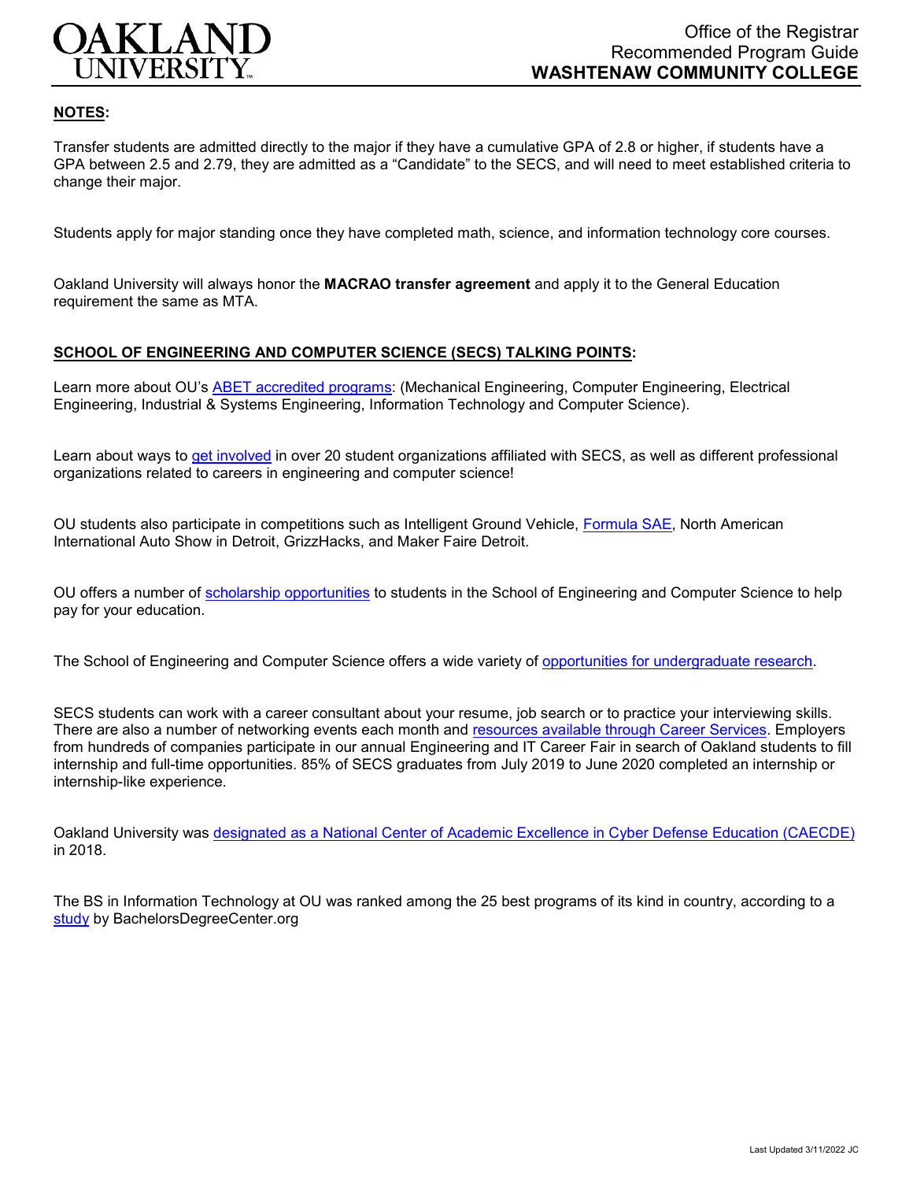**NOTES:**

Transfer students are admitted directly to the major if they have a cumulative GPA of 2.8 or higher, if students have a GPA between 2.5 and 2.79, they are admitted as a "Candidate" to the SECS, and will need to meet established criteria to change their major.

Students apply for major standing once they have completed math, science, and information technology core courses.

Oakland University will always honor the **MACRAO transfer agreement** and apply it to the General Education requirement the same as MTA.

**SCHOOL OF ENGINEERING AND COMPUTER SCIENCE (SECS) TALKING POINTS:**

Learn more about OU's ABET accredited programs: (Mechanical Engineering, Computer Engineering, Electrical Engineering, Industrial & Systems Engineering, Information Technology and Computer Science).

Learn about ways to get involved in over 20 student organizations affiliated with SECS, as well as different professional organizations related to careers in engineering and computer science!

OU students also participate in competitions such as Intelligent Ground Vehicle, Formula SAE, North American International Auto Show in Detroit, GrizzHacks, and Maker Faire Detroit.

OU offers a number of scholarship opportunities to students in the School of Engineering and Computer Science to help pay for your education.

The School of Engineering and Computer Science offers a wide variety of opportunities for undergraduate research.

SECS students can work with a career consultant about your resume, job search or to practice your interviewing skills. There are also a number of networking events each month and resources available through Career Services. Employers from hundreds of companies participate in our annual Engineering and IT Career Fair in search of Oakland students to fill internship and full-time opportunities. 85% of SECS graduates from July 2019 to June 2020 completed an internship or internship-like experience.

Oakland University was designated as a National Center of Academic Excellence in Cyber Defense Education (CAECDE) in 2018.

The BS in Information Technology at OU was ranked among the 25 best programs of its kind in country, according to a study by BachelorsDegreeCenter.org